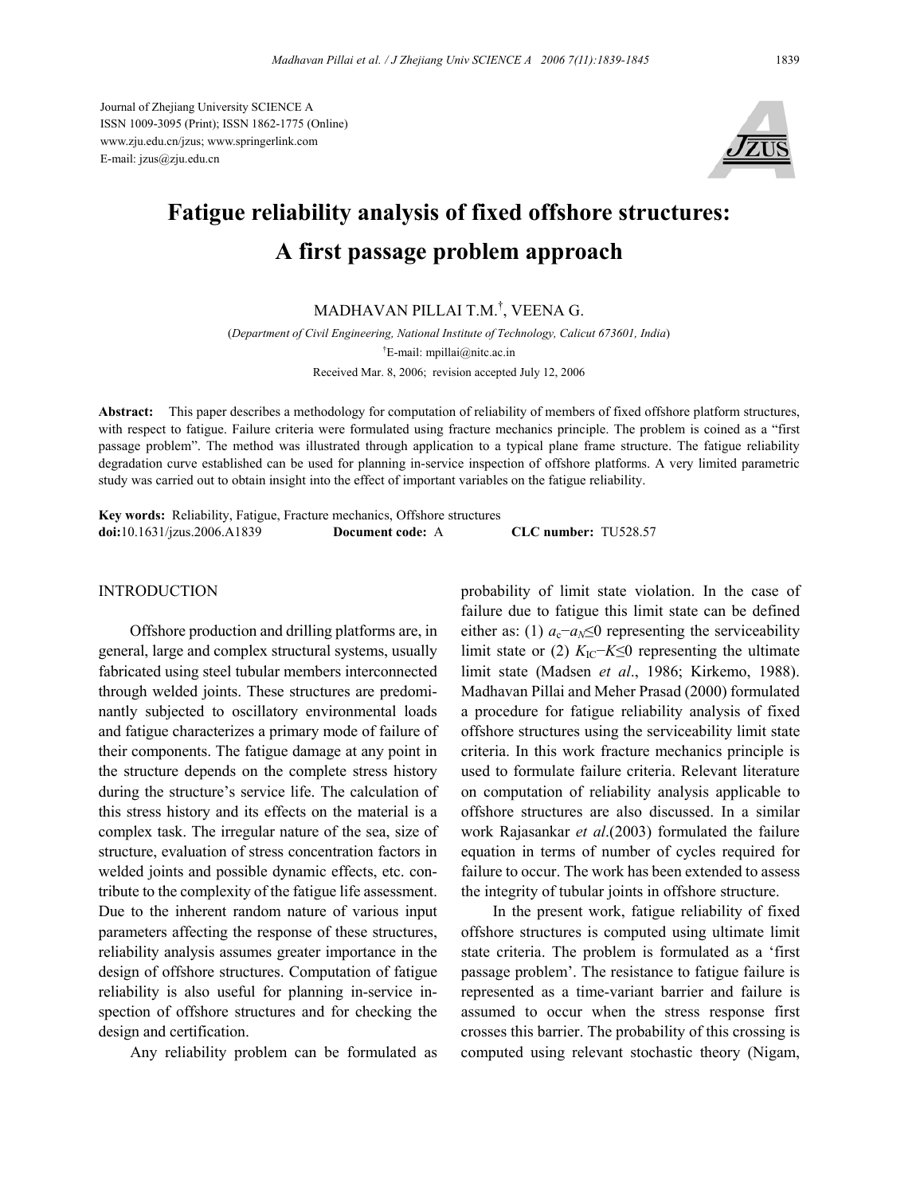Journal of Zhejiang University SCIENCE A
ISSN 1009-3095 (Print); ISSN 1862-1775 (Online)
www.zju.edu.cn/jzus; www.springerlink.com
E-mail: jzus@zju.edu.cn

# Fatigue reliability analysis of fixed offshore structures: A first passage problem approach

MADHAVAN PILLAI T.M.[†], VEENA G.

(*Department of Civil Engineering, National Institute of Technology, Calicut 673601, India*)

[†]E-mail: mpillai@nitc.ac.in

Received Mar. 8, 2006; revision accepted July 12, 2006

**Abstract:** This paper describes a methodology for computation of reliability of members of fixed offshore platform structures, with respect to fatigue. Failure criteria were formulated using fracture mechanics principle. The problem is coined as a "first passage problem". The method was illustrated through application to a typical plane frame structure. The fatigue reliability degradation curve established can be used for planning in-service inspection of offshore platforms. A very limited parametric study was carried out to obtain insight into the effect of important variables on the fatigue reliability.

**Key words:** Reliability, Fatigue, Fracture mechanics, Offshore structures
**doi:**10.1631/jzus.2006.A1839 **Document code:** A **CLC number:** TU528.57

## INTRODUCTION

Offshore production and drilling platforms are, in general, large and complex structural systems, usually fabricated using steel tubular members interconnected through welded joints. These structures are predominantly subjected to oscillatory environmental loads and fatigue characterizes a primary mode of failure of their components. The fatigue damage at any point in the structure depends on the complete stress history during the structure's service life. The calculation of this stress history and its effects on the material is a complex task. The irregular nature of the sea, size of structure, evaluation of stress concentration factors in welded joints and possible dynamic effects, etc. contribute to the complexity of the fatigue life assessment. Due to the inherent random nature of various input parameters affecting the response of these structures, reliability analysis assumes greater importance in the design of offshore structures. Computation of fatigue reliability is also useful for planning in-service inspection of offshore structures and for checking the design and certification.

Any reliability problem can be formulated as probability of limit state violation. In the case of failure due to fatigue this limit state can be defined either as: (1) $a_c-a_N\leq 0$ representing the serviceability limit state or (2) $K_{IC}-K\leq 0$ representing the ultimate limit state (Madsen *et al*., 1986; Kirkemo, 1988). Madhavan Pillai and Meher Prasad (2000) formulated a procedure for fatigue reliability analysis of fixed offshore structures using the serviceability limit state criteria. In this work fracture mechanics principle is used to formulate failure criteria. Relevant literature on computation of reliability analysis applicable to offshore structures are also discussed. In a similar work Rajasankar *et al*.(2003) formulated the failure equation in terms of number of cycles required for failure to occur. The work has been extended to assess the integrity of tubular joints in offshore structure.

In the present work, fatigue reliability of fixed offshore structures is computed using ultimate limit state criteria. The problem is formulated as a 'first passage problem'. The resistance to fatigue failure is represented as a time-variant barrier and failure is assumed to occur when the stress response first crosses this barrier. The probability of this crossing is computed using relevant stochastic theory (Nigam,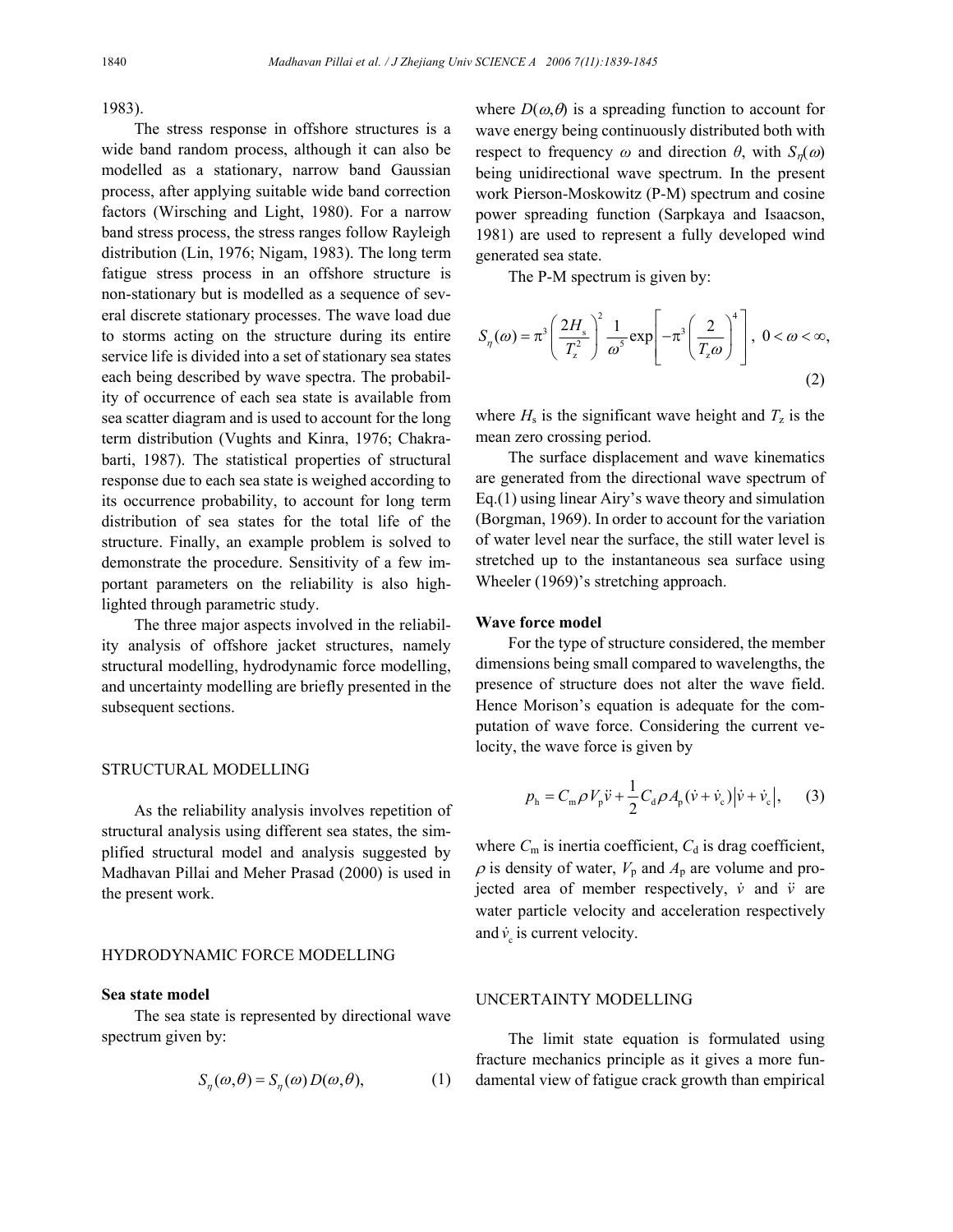1983).

The stress response in offshore structures is a wide band random process, although it can also be modelled as a stationary, narrow band Gaussian process, after applying suitable wide band correction factors (Wirsching and Light, 1980). For a narrow band stress process, the stress ranges follow Rayleigh distribution (Lin, 1976; Nigam, 1983). The long term fatigue stress process in an offshore structure is non-stationary but is modelled as a sequence of several discrete stationary processes. The wave load due to storms acting on the structure during its entire service life is divided into a set of stationary sea states each being described by wave spectra. The probability of occurrence of each sea state is available from sea scatter diagram and is used to account for the long term distribution (Vughts and Kinra, 1976; Chakrabarti, 1987). The statistical properties of structural response due to each sea state is weighed according to its occurrence probability, to account for long term distribution of sea states for the total life of the structure. Finally, an example problem is solved to demonstrate the procedure. Sensitivity of a few important parameters on the reliability is also highlighted through parametric study.

The three major aspects involved in the reliability analysis of offshore jacket structures, namely structural modelling, hydrodynamic force modelling, and uncertainty modelling are briefly presented in the subsequent sections.

## STRUCTURAL MODELLING

As the reliability analysis involves repetition of structural analysis using different sea states, the simplified structural model and analysis suggested by Madhavan Pillai and Meher Prasad (2000) is used in the present work.

## HYDRODYNAMIC FORCE MODELLING

### Sea state model

The sea state is represented by directional wave spectrum given by:

$$S_{\eta}(\omega,\theta) = S_{\eta}(\omega)\,D(\omega,\theta), \tag{1}$$

where $D(\omega,\theta)$ is a spreading function to account for wave energy being continuously distributed both with respect to frequency $\omega$ and direction $\theta$, with $S_{\eta}(\omega)$ being unidirectional wave spectrum. In the present work Pierson-Moskowitz (P-M) spectrum and cosine power spreading function (Sarpkaya and Isaacson, 1981) are used to represent a fully developed wind generated sea state.

The P-M spectrum is given by:

$$S_{\eta}(\omega) = \pi^3 \left( \frac{2H_{\mathrm{s}}}{T_z^2} \right)^2 \frac{1}{\omega^5} \exp\left[ -\pi^3 \left( \frac{2}{T_z \omega} \right)^4 \right],\ 0 < \omega < \infty, \tag{2}$$

where $H_{\mathrm{s}}$ is the significant wave height and $T_z$ is the mean zero crossing period.

The surface displacement and wave kinematics are generated from the directional wave spectrum of Eq.(1) using linear Airy's wave theory and simulation (Borgman, 1969). In order to account for the variation of water level near the surface, the still water level is stretched up to the instantaneous sea surface using Wheeler (1969)'s stretching approach.

### Wave force model

For the type of structure considered, the member dimensions being small compared to wavelengths, the presence of structure does not alter the wave field. Hence Morison's equation is adequate for the computation of wave force. Considering the current velocity, the wave force is given by

$$p_{\mathrm{h}} = C_{\mathrm{m}} \rho V_{\mathrm{p}} \ddot{v} + \frac{1}{2} C_{\mathrm{d}} \rho A_{\mathrm{p}} (\dot{v} + \dot{v}_{\mathrm{c}}) \left| \dot{v} + \dot{v}_{\mathrm{c}} \right|, \tag{3}$$

where $C_{\mathrm{m}}$ is inertia coefficient, $C_{\mathrm{d}}$ is drag coefficient, $\rho$ is density of water, $V_{\mathrm{p}}$ and $A_{\mathrm{p}}$ are volume and projected area of member respectively, $\dot{v}$ and $\ddot{v}$ are water particle velocity and acceleration respectively and $\dot{v}_{\mathrm{c}}$ is current velocity.

## UNCERTAINTY MODELLING

The limit state equation is formulated using fracture mechanics principle as it gives a more fundamental view of fatigue crack growth than empirical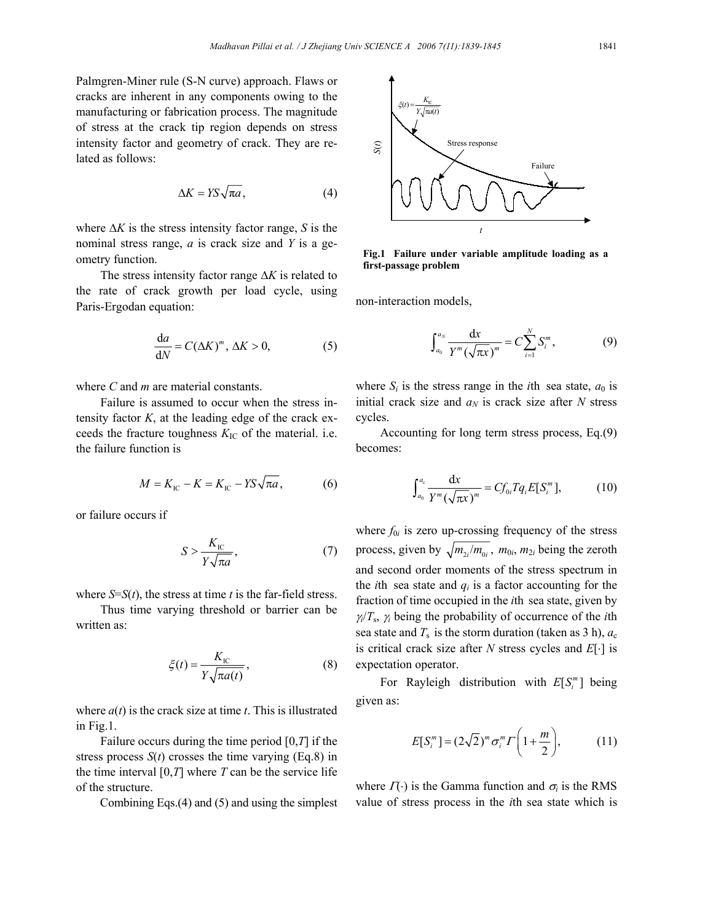Palmgren-Miner rule (S-N curve) approach. Flaws or cracks are inherent in any components owing to the manufacturing or fabrication process. The magnitude of stress at the crack tip region depends on stress intensity factor and geometry of crack. They are related as follows:

$$\Delta K = YS\sqrt{\pi a}, \tag{4}$$

where $\Delta K$ is the stress intensity factor range, $S$ is the nominal stress range, $a$ is crack size and $Y$ is a geometry function.

The stress intensity factor range $\Delta K$ is related to the rate of crack growth per load cycle, using Paris-Ergodan equation:

$$\frac{\mathrm{d}a}{\mathrm{d}N} = C(\Delta K)^m,\ \Delta K > 0, \tag{5}$$

where $C$ and $m$ are material constants.

Failure is assumed to occur when the stress intensity factor $K$, at the leading edge of the crack exceeds the fracture toughness $K_{\mathrm{IC}}$ of the material. i.e. the failure function is

$$M = K_{\mathrm{IC}} - K = K_{\mathrm{IC}} - YS\sqrt{\pi a}, \tag{6}$$

or failure occurs if

$$S > \frac{K_{\mathrm{IC}}}{Y\sqrt{\pi a}}, \tag{7}$$

where $S$=$S(t)$, the stress at time $t$ is the far-field stress.

Thus time varying threshold or barrier can be written as:

$$\xi(t) = \frac{K_{\mathrm{IC}}}{Y\sqrt{\pi a(t)}}, \tag{8}$$

where $a(t)$ is the crack size at time $t$. This is illustrated in Fig.1.

Failure occurs during the time period [0,$T$] if the stress process $S(t)$ crosses the time varying (Eq.8) in the time interval [0,$T$] where $T$ can be the service life of the structure.

Combining Eqs.(4) and (5) and using the simplest non-interaction models,

**Fig.1 Failure under variable amplitude loading as a first-passage problem**

$$\int_{a_0}^{a_N} \frac{\mathrm{d}x}{Y^m(\sqrt{\pi x})^m} = C\sum_{i=1}^{N} S_i^m, \tag{9}$$

where $S_i$ is the stress range in the $i$th sea state, $a_0$ is initial crack size and $a_N$ is crack size after $N$ stress cycles.

Accounting for long term stress process, Eq.(9) becomes:

$$\int_{a_0}^{a_c} \frac{\mathrm{d}x}{Y^m(\sqrt{\pi x})^m} = Cf_{0i}Tq_iE[S_i^m], \tag{10}$$

where $f_{0i}$ is zero up-crossing frequency of the stress process, given by $\sqrt{m_{2i}/m_{0i}}$, $m_{0i}$, $m_{2i}$ being the zeroth and second order moments of the stress spectrum in the $i$th sea state and $q_i$ is a factor accounting for the fraction of time occupied in the $i$th sea state, given by $\gamma_i/T_s$, $\gamma_i$ being the probability of occurrence of the $i$th sea state and $T_s$ is the storm duration (taken as 3 h), $a_c$ is critical crack size after $N$ stress cycles and $E[\cdot]$ is expectation operator.

For Rayleigh distribution with $E[S_i^m]$ being given as:

$$E[S_i^m] = (2\sqrt{2})^m \sigma_i^m \Gamma\left(1 + \frac{m}{2}\right), \tag{11}$$

where $\Gamma(\cdot)$ is the Gamma function and $\sigma_i$ is the RMS value of stress process in the $i$th sea state which is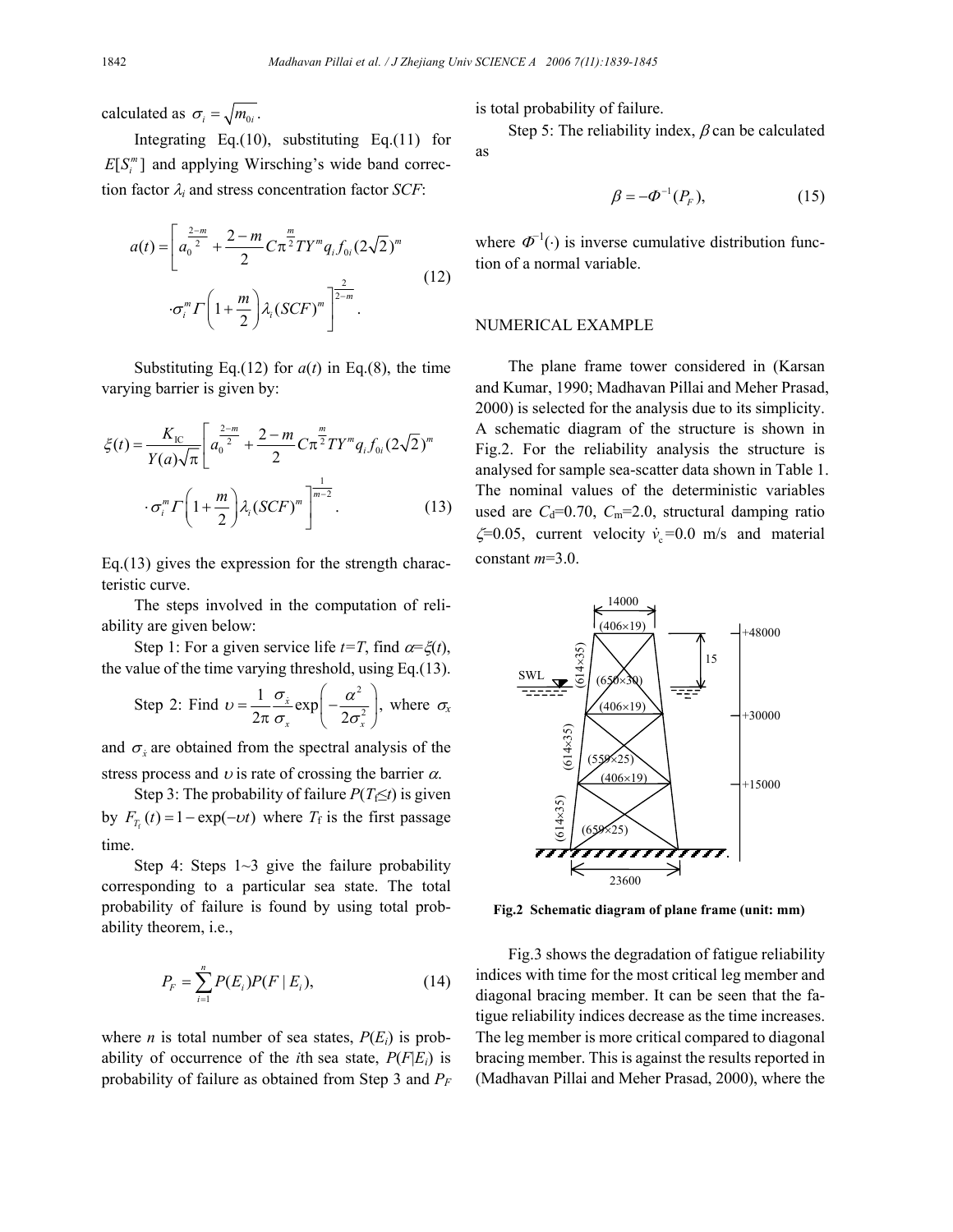calculated as $\sigma_i = \sqrt{m_{0i}}$.

Integrating Eq.(10), substituting Eq.(11) for $E[S_i^m]$ and applying Wirsching's wide band correction factor $\lambda_i$ and stress concentration factor $SCF$:

$$a(t) = \left[ a_0^{\frac{2-m}{2}} + \frac{2-m}{2} C\pi^{\frac{m}{2}} T Y^m q_i f_{0i} (2\sqrt{2})^m \cdot \sigma_i^m \Gamma\left(1+\frac{m}{2}\right) \lambda_i (SCF)^m \right]^{\frac{2}{2-m}}. \tag{12}$$

Substituting Eq.(12) for $a(t)$ in Eq.(8), the time varying barrier is given by:

$$\xi(t) = \frac{K_{\mathrm{IC}}}{Y(a)\sqrt{\pi}} \left[ a_0^{\frac{2-m}{2}} + \frac{2-m}{2} C\pi^{\frac{m}{2}} T Y^m q_i f_{0i} (2\sqrt{2})^m \cdot \sigma_i^m \Gamma\left(1+\frac{m}{2}\right) \lambda_i (SCF)^m \right]^{\frac{1}{m-2}}. \tag{13}$$

Eq.(13) gives the expression for the strength characteristic curve.

The steps involved in the computation of reliability are given below:

Step 1: For a given service life $t=T$, find $\alpha=\xi(t)$, the value of the time varying threshold, using Eq.(13).

Step 2: Find $\upsilon = \frac{1}{2\pi}\frac{\sigma_{\dot{x}}}{\sigma_x}\exp\left(-\frac{\alpha^2}{2\sigma_x^2}\right)$, where $\sigma_x$ and $\sigma_{\dot{x}}$ are obtained from the spectral analysis of the stress process and $\upsilon$ is rate of crossing the barrier $\alpha$.

Step 3: The probability of failure $P(T_f \le t)$ is given by $F_{T_f}(t) = 1-\exp(-\upsilon t)$ where $T_f$ is the first passage time.

Step 4: Steps 1~3 give the failure probability corresponding to a particular sea state. The total probability of failure is found by using total probability theorem, i.e.,

$$P_F = \sum_{i=1}^{n} P(E_i) P(F \mid E_i), \tag{14}$$

where $n$ is total number of sea states, $P(E_i)$ is probability of occurrence of the $i$th sea state, $P(F|E_i)$ is probability of failure as obtained from Step 3 and $P_F$ is total probability of failure.

Step 5: The reliability index, $\beta$ can be calculated as

$$\beta = -\Phi^{-1}(P_F), \tag{15}$$

where $\Phi^{-1}(\cdot)$ is inverse cumulative distribution function of a normal variable.

## NUMERICAL EXAMPLE

The plane frame tower considered in (Karsan and Kumar, 1990; Madhavan Pillai and Meher Prasad, 2000) is selected for the analysis due to its simplicity. A schematic diagram of the structure is shown in Fig.2. For the reliability analysis the structure is analysed for sample sea-scatter data shown in Table 1. The nominal values of the deterministic variables used are $C_d$=0.70, $C_m$=2.0, structural damping ratio $\zeta$=0.05, current velocity $\dot{v}_c$=0.0 m/s and material constant $m$=3.0.

**Fig.2 Schematic diagram of plane frame (unit: mm)**

Fig.3 shows the degradation of fatigue reliability indices with time for the most critical leg member and diagonal bracing member. It can be seen that the fatigue reliability indices decrease as the time increases. The leg member is more critical compared to diagonal bracing member. This is against the results reported in (Madhavan Pillai and Meher Prasad, 2000), where the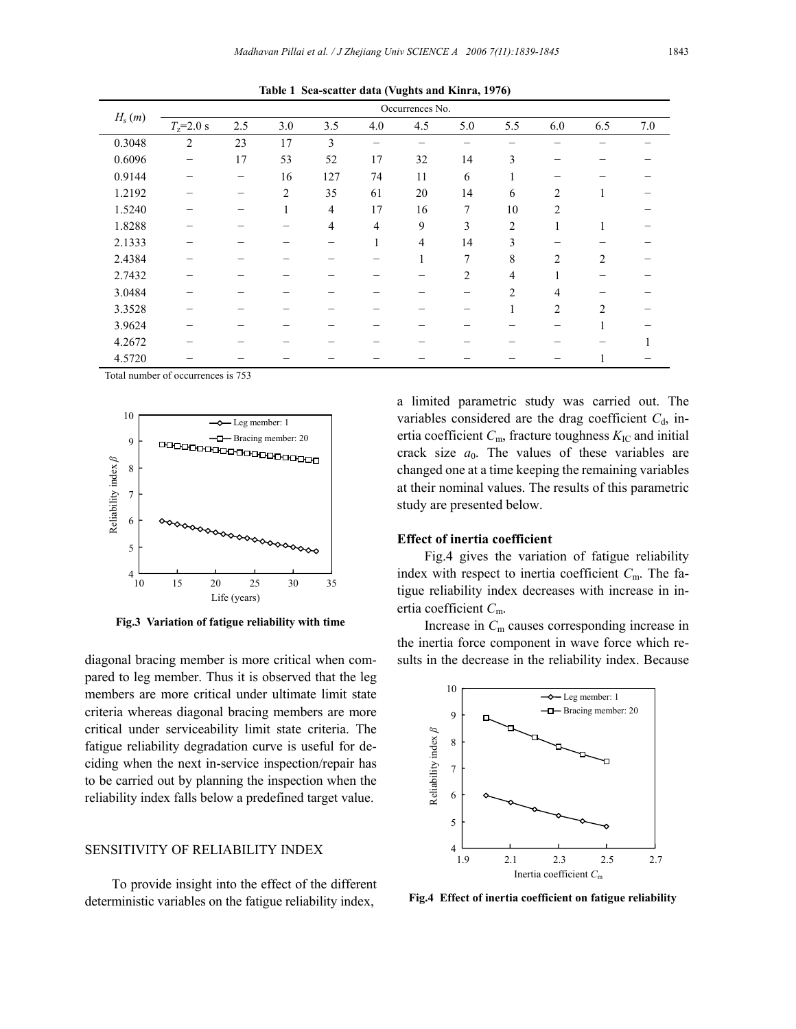**Table 1 Sea-scatter data (Vughts and Kinra, 1976)**

| $H_s$ (m) | Occurrences No. | | | | | | | | | | |
|---|---|---|---|---|---|---|---|---|---|---|---|
| | $T_z$=2.0 s | 2.5 | 3.0 | 3.5 | 4.0 | 4.5 | 5.0 | 5.5 | 6.0 | 6.5 | 7.0 |
| 0.3048 | 2 | 23 | 17 | 3 | − | − | − | − | − | − | − |
| 0.6096 | − | 17 | 53 | 52 | 17 | 32 | 14 | 3 | − | − | − |
| 0.9144 | − | − | 16 | 127 | 74 | 11 | 6 | 1 | − | − | − |
| 1.2192 | − | − | 2 | 35 | 61 | 20 | 14 | 6 | 2 | 1 | − |
| 1.5240 | − | − | 1 | 4 | 17 | 16 | 7 | 10 | 2 | | − |
| 1.8288 | − | − | − | 4 | 4 | 9 | 3 | 2 | 1 | 1 | − |
| 2.1333 | − | − | − | − | 1 | 4 | 14 | 3 | − | − | − |
| 2.4384 | − | − | − | − | − | 1 | 7 | 8 | 2 | 2 | − |
| 2.7432 | − | − | − | − | − | − | 2 | 4 | 1 | − | − |
| 3.0484 | − | − | − | − | − | − | − | 2 | 4 | − | − |
| 3.3528 | − | − | − | − | − | − | − | 1 | 2 | 2 | − |
| 3.9624 | − | − | − | − | − | − | − | − | − | 1 | − |
| 4.2672 | − | − | − | − | − | − | − | − | − | − | 1 |
| 4.5720 | − | − | − | − | − | − | − | − | − | 1 | − |

Total number of occurrences is 753

**Fig.3 Variation of fatigue reliability with time**

diagonal bracing member is more critical when compared to leg member. Thus it is observed that the leg members are more critical under ultimate limit state criteria whereas diagonal bracing members are more critical under serviceability limit state criteria. The fatigue reliability degradation curve is useful for deciding when the next in-service inspection/repair has to be carried out by planning the inspection when the reliability index falls below a predefined target value.

## SENSITIVITY OF RELIABILITY INDEX

To provide insight into the effect of the different deterministic variables on the fatigue reliability index, a limited parametric study was carried out. The variables considered are the drag coefficient $C_d$, inertia coefficient $C_m$, fracture toughness $K_{IC}$ and initial crack size $a_0$. The values of these variables are changed one at a time keeping the remaining variables at their nominal values. The results of this parametric study are presented below.

### Effect of inertia coefficient

Fig.4 gives the variation of fatigue reliability index with respect to inertia coefficient $C_m$. The fatigue reliability index decreases with increase in inertia coefficient $C_m$.

Increase in $C_m$ causes corresponding increase in the inertia force component in wave force which results in the decrease in the reliability index. Because

**Fig.4 Effect of inertia coefficient on fatigue reliability**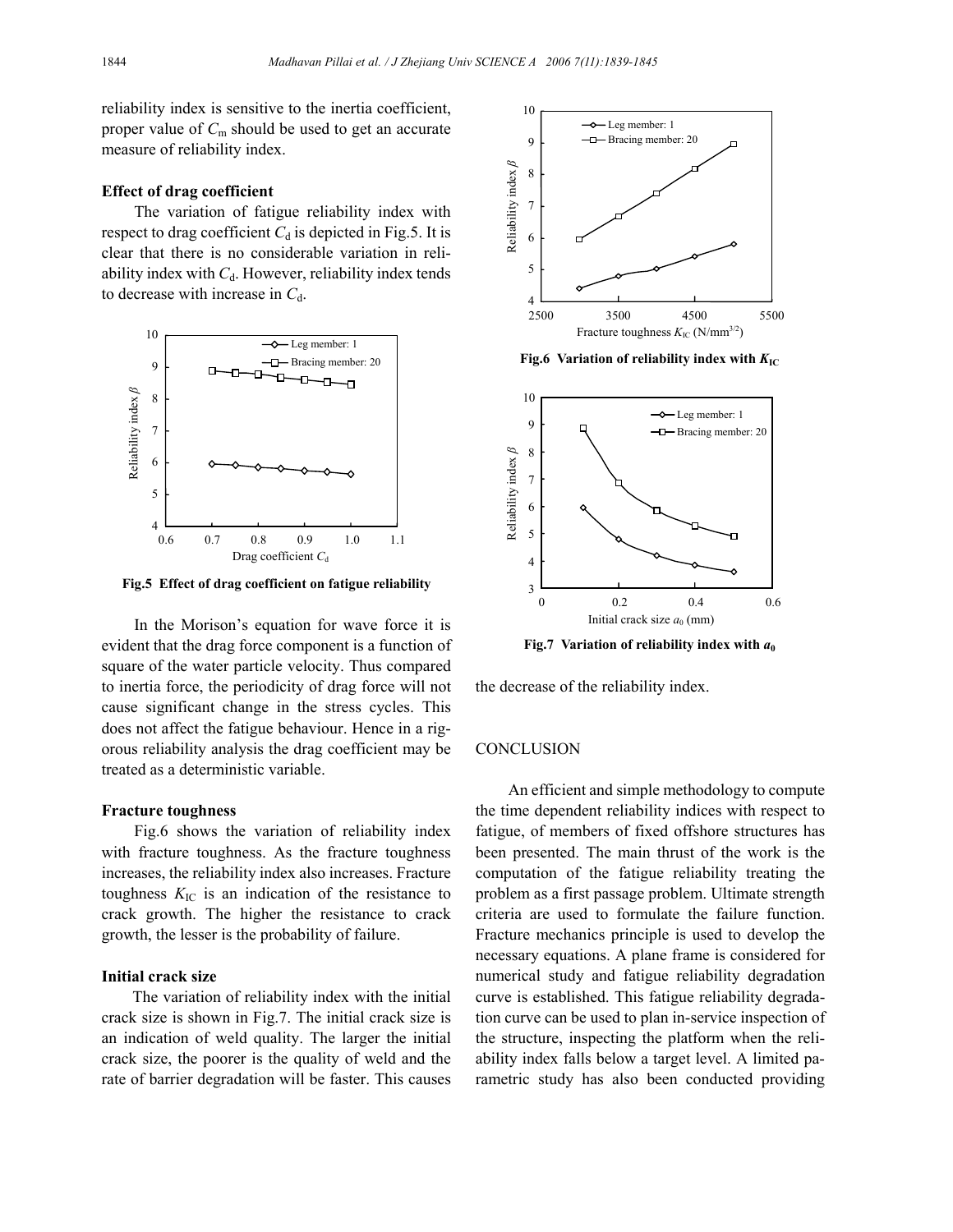reliability index is sensitive to the inertia coefficient, proper value of $C_m$ should be used to get an accurate measure of reliability index.

### Effect of drag coefficient

The variation of fatigue reliability index with respect to drag coefficient $C_d$ is depicted in Fig.5. It is clear that there is no considerable variation in reliability index with $C_d$. However, reliability index tends to decrease with increase in $C_d$.

**Fig.5 Effect of drag coefficient on fatigue reliability**

In the Morison's equation for wave force it is evident that the drag force component is a function of square of the water particle velocity. Thus compared to inertia force, the periodicity of drag force will not cause significant change in the stress cycles. This does not affect the fatigue behaviour. Hence in a rigorous reliability analysis the drag coefficient may be treated as a deterministic variable.

### Fracture toughness

Fig.6 shows the variation of reliability index with fracture toughness. As the fracture toughness increases, the reliability index also increases. Fracture toughness $K_{IC}$ is an indication of the resistance to crack growth. The higher the resistance to crack growth, the lesser is the probability of failure.

### Initial crack size

The variation of reliability index with the initial crack size is shown in Fig.7. The initial crack size is an indication of weld quality. The larger the initial crack size, the poorer is the quality of weld and the rate of barrier degradation will be faster. This causes the decrease of the reliability index.

**Fig.6 Variation of reliability index with $K_{IC}$**

**Fig.7 Variation of reliability index with $a_0$**

## CONCLUSION

An efficient and simple methodology to compute the time dependent reliability indices with respect to fatigue, of members of fixed offshore structures has been presented. The main thrust of the work is the computation of the fatigue reliability treating the problem as a first passage problem. Ultimate strength criteria are used to formulate the failure function. Fracture mechanics principle is used to develop the necessary equations. A plane frame is considered for numerical study and fatigue reliability degradation curve is established. This fatigue reliability degradation curve can be used to plan in-service inspection of the structure, inspecting the platform when the reliability index falls below a target level. A limited parametric study has also been conducted providing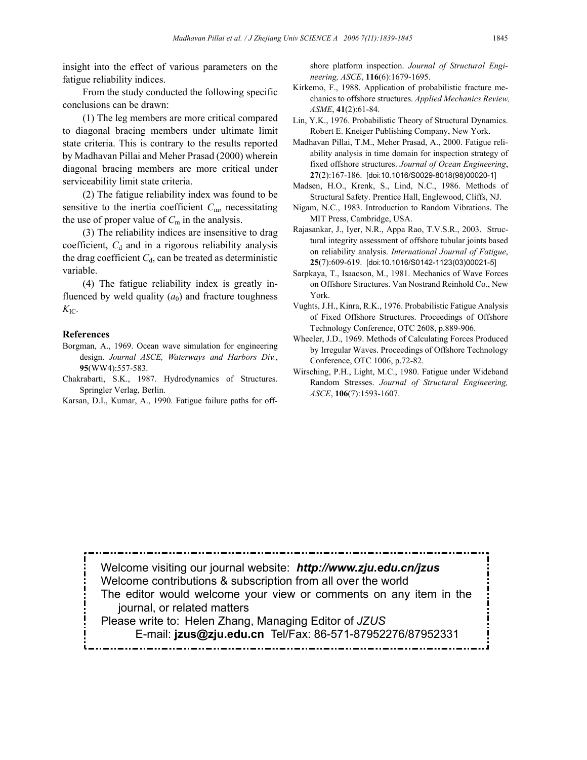insight into the effect of various parameters on the fatigue reliability indices.

From the study conducted the following specific conclusions can be drawn:

(1) The leg members are more critical compared to diagonal bracing members under ultimate limit state criteria. This is contrary to the results reported by Madhavan Pillai and Meher Prasad (2000) wherein diagonal bracing members are more critical under serviceability limit state criteria.

(2) The fatigue reliability index was found to be sensitive to the inertia coefficient $C_m$, necessitating the use of proper value of $C_m$ in the analysis.

(3) The reliability indices are insensitive to drag coefficient, $C_d$ and in a rigorous reliability analysis the drag coefficient $C_d$, can be treated as deterministic variable.

(4) The fatigue reliability index is greatly influenced by weld quality ($a_0$) and fracture toughness $K_{IC}$.

## References

Borgman, A., 1969. Ocean wave simulation for engineering design. *Journal ASCE, Waterways and Harbors Div.*, **95**(WW4):557-583.

Chakrabarti, S.K., 1987. Hydrodynamics of Structures. Springler Verlag, Berlin.

Karsan, D.I., Kumar, A., 1990. Fatigue failure paths for offshore platform inspection. *Journal of Structural Engineering, ASCE*, **116**(6):1679-1695.

Kirkemo, F., 1988. Application of probabilistic fracture mechanics to offshore structures. *Applied Mechanics Review, ASME*, **41**(2):61-84.

Lin, Y.K., 1976. Probabilistic Theory of Structural Dynamics. Robert E. Kneiger Publishing Company, New York.

Madhavan Pillai, T.M., Meher Prasad, A., 2000. Fatigue reliability analysis in time domain for inspection strategy of fixed offshore structures. *Journal of Ocean Engineering*, **27**(2):167-186. [doi:10.1016/S0029-8018(98)00020-1]

Madsen, H.O., Krenk, S., Lind, N.C., 1986. Methods of Structural Safety. Prentice Hall, Englewood, Cliffs, NJ.

Nigam, N.C., 1983. Introduction to Random Vibrations. The MIT Press, Cambridge, USA.

Rajasankar, J., Iyer, N.R., Appa Rao, T.V.S.R., 2003. Structural integrity assessment of offshore tubular joints based on reliability analysis. *International Journal of Fatigue*, **25**(7):609-619. [doi:10.1016/S0142-1123(03)00021-5]

Sarpkaya, T., Isaacson, M., 1981. Mechanics of Wave Forces on Offshore Structures. Van Nostrand Reinhold Co., New York.

Vughts, J.H., Kinra, R.K., 1976. Probabilistic Fatigue Analysis of Fixed Offshore Structures. Proceedings of Offshore Technology Conference, OTC 2608, p.889-906.

Wheeler, J.D., 1969. Methods of Calculating Forces Produced by Irregular Waves. Proceedings of Offshore Technology Conference, OTC 1006, p.72-82.

Wirsching, P.H., Light, M.C., 1980. Fatigue under Wideband Random Stresses. *Journal of Structural Engineering, ASCE*, **106**(7):1593-1607.

Welcome visiting our journal website: ***http://www.zju.edu.cn/jzus***
Welcome contributions & subscription from all over the world
The editor would welcome your view or comments on any item in the journal, or related matters
Please write to: Helen Zhang, Managing Editor of *JZUS*
E-mail: **jzus@zju.edu.cn** Tel/Fax: 86-571-87952276/87952331